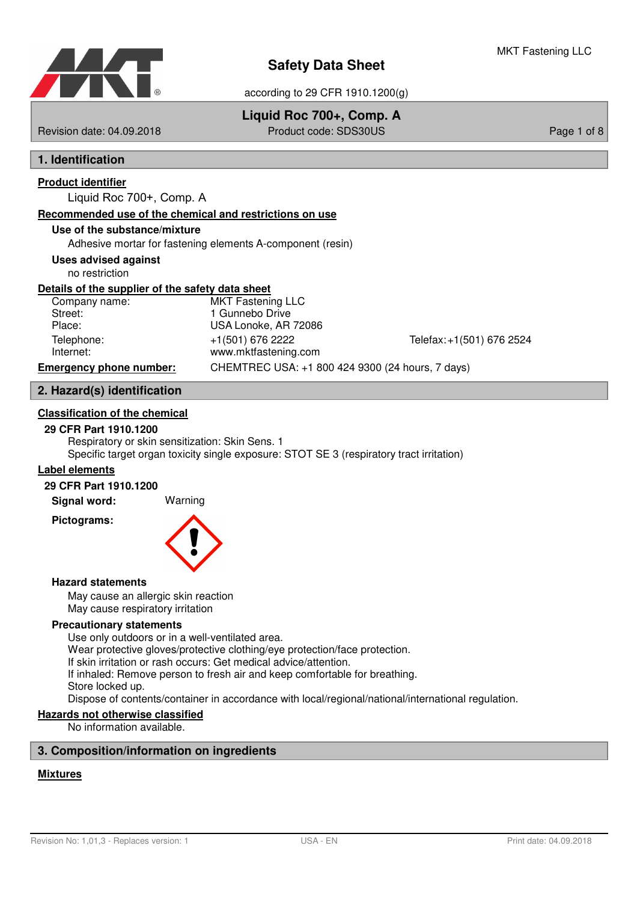# Safety Data Sheet

according to 29 CFR 1910.1200(g)

MKT Fastening LLC

**Liquid Roc 700+, Comp. A**

Revision date: 04.09.2018 | Product code: SDS30US

## 1. Identification

**Product identifier**

Liquid Roc 700+, Comp. A

**Recommended use of the chemical and restrictions on use**

**Use of the substance/mixture**

Adhesive mortar for fastening elements A-component (resin)

**Uses advised against**

no restriction

**Details of the supplier of the safety data sheet**

| | | |
|---|---|---|
| Company name: | MKT Fastening LLC | |
| Street: | 1 Gunnebo Drive | |
| Place: | USA Lonoke, AR 72086 | |
| Telephone: | +1(501) 676 2222 | Telefax: +1(501) 676 2524 |
| Internet: | www.mktfastening.com | |

**Emergency phone number:** CHEMTREC USA: +1 800 424 9300 (24 hours, 7 days)

## 2. Hazard(s) identification

**Classification of the chemical**

**29 CFR Part 1910.1200**

Respiratory or skin sensitization: Skin Sens. 1
Specific target organ toxicity single exposure: STOT SE 3 (respiratory tract irritation)

**Label elements**

**29 CFR Part 1910.1200**

**Signal word:** Warning

**Pictograms:**

**Hazard statements**

May cause an allergic skin reaction
May cause respiratory irritation

**Precautionary statements**

Use only outdoors or in a well-ventilated area.
Wear protective gloves/protective clothing/eye protection/face protection.
If skin irritation or rash occurs: Get medical advice/attention.
If inhaled: Remove person to fresh air and keep comfortable for breathing.
Store locked up.
Dispose of contents/container in accordance with local/regional/national/international regulation.

**Hazards not otherwise classified**

No information available.

## 3. Composition/information on ingredients

**Mixtures**

Revision No: 1,01,3 - Replaces version: 1 | USA - EN | Print date: 04.09.2018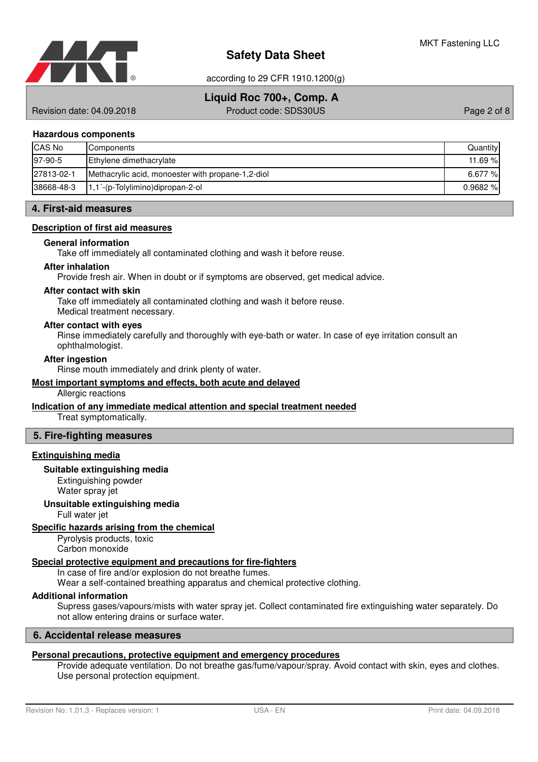### Hazardous components

| CAS No | Components | Quantity |
|---|---|---|
| 97-90-5 | Ethylene dimethacrylate | 11.69 % |
| 27813-02-1 | Methacrylic acid, monoester with propane-1,2-diol | 6.677 % |
| 38668-48-3 | 1,1´-(p-Tolylimino)dipropan-2-ol | 0.9682 % |

## 4. First-aid measures

### Description of first aid measures

**General information**

Take off immediately all contaminated clothing and wash it before reuse.

**After inhalation**

Provide fresh air. When in doubt or if symptoms are observed, get medical advice.

**After contact with skin**

Take off immediately all contaminated clothing and wash it before reuse.
Medical treatment necessary.

**After contact with eyes**

Rinse immediately carefully and thoroughly with eye-bath or water. In case of eye irritation consult an ophthalmologist.

**After ingestion**

Rinse mouth immediately and drink plenty of water.

### Most important symptoms and effects, both acute and delayed

Allergic reactions

### Indication of any immediate medical attention and special treatment needed

Treat symptomatically.

## 5. Fire-fighting measures

### Extinguishing media

**Suitable extinguishing media**

Extinguishing powder
Water spray jet

**Unsuitable extinguishing media**

Full water jet

### Specific hazards arising from the chemical

Pyrolysis products, toxic
Carbon monoxide

### Special protective equipment and precautions for fire-fighters

In case of fire and/or explosion do not breathe fumes.
Wear a self-contained breathing apparatus and chemical protective clothing.

### Additional information

Supress gases/vapours/mists with water spray jet. Collect contaminated fire extinguishing water separately. Do not allow entering drains or surface water.

## 6. Accidental release measures

### Personal precautions, protective equipment and emergency procedures

Provide adequate ventilation. Do not breathe gas/fume/vapour/spray. Avoid contact with skin, eyes and clothes.
Use personal protection equipment.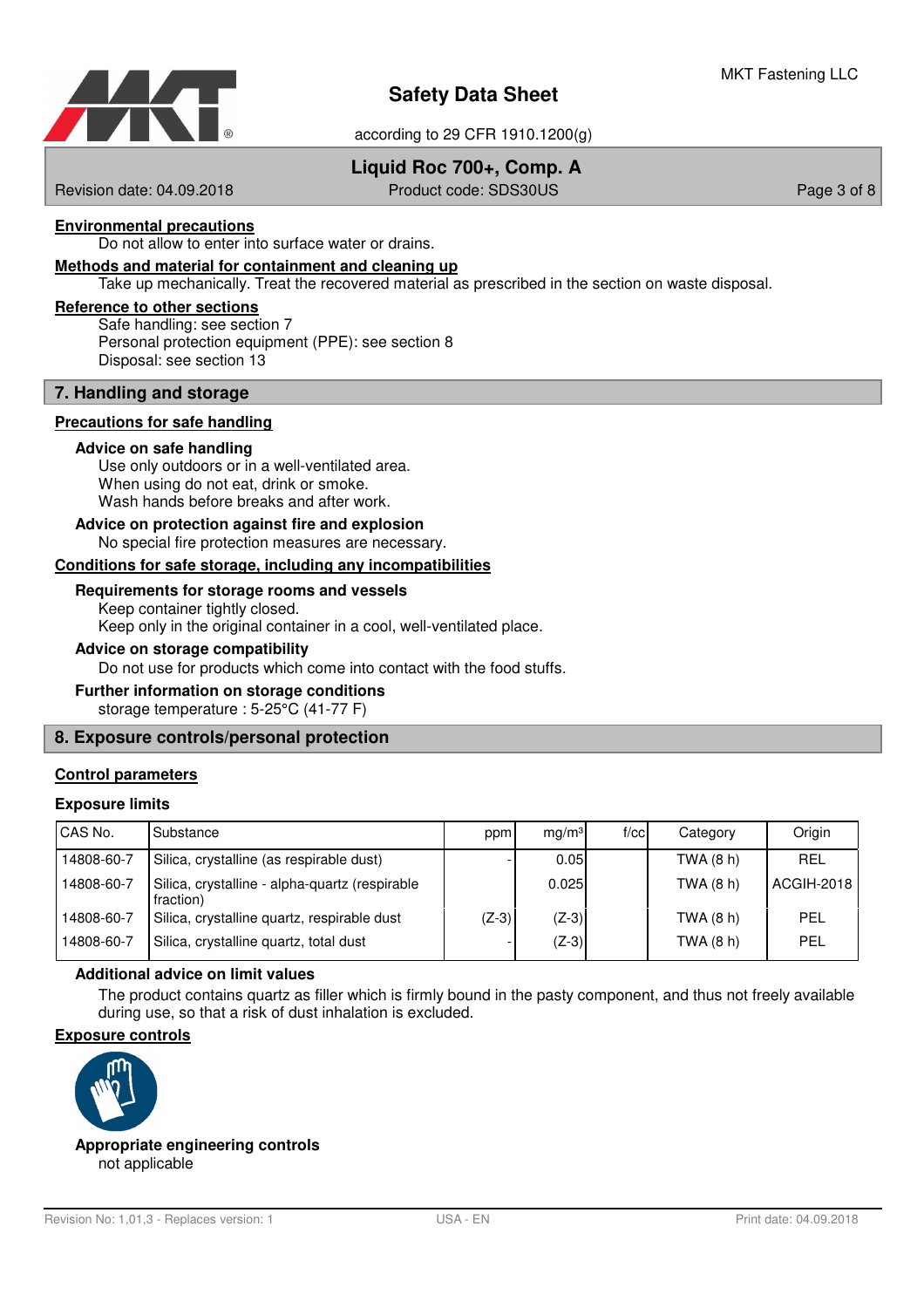**Environmental precautions**

Do not allow to enter into surface water or drains.

**Methods and material for containment and cleaning up**

Take up mechanically. Treat the recovered material as prescribed in the section on waste disposal.

**Reference to other sections**

Safe handling: see section 7
Personal protection equipment (PPE): see section 8
Disposal: see section 13

## 7. Handling and storage

**Precautions for safe handling**

### Advice on safe handling

Use only outdoors or in a well-ventilated area.
When using do not eat, drink or smoke.
Wash hands before breaks and after work.

### Advice on protection against fire and explosion

No special fire protection measures are necessary.

**Conditions for safe storage, including any incompatibilities**

### Requirements for storage rooms and vessels

Keep container tightly closed.
Keep only in the original container in a cool, well-ventilated place.

### Advice on storage compatibility

Do not use for products which come into contact with the food stuffs.

### Further information on storage conditions

storage temperature : 5-25°C (41-77 F)

## 8. Exposure controls/personal protection

**Control parameters**

### Exposure limits

| CAS No. | Substance | ppm | mg/m³ | f/cc | Category | Origin |
|---|---|---|---|---|---|---|
| 14808-60-7 | Silica, crystalline (as respirable dust) | - | 0.05 | | TWA (8 h) | REL |
| 14808-60-7 | Silica, crystalline - alpha-quartz (respirable fraction) | | 0.025 | | TWA (8 h) | ACGIH-2018 |
| 14808-60-7 | Silica, crystalline quartz, respirable dust | (Z-3) | (Z-3) | | TWA (8 h) | PEL |
| 14808-60-7 | Silica, crystalline quartz, total dust | - | (Z-3) | | TWA (8 h) | PEL |

### Additional advice on limit values

The product contains quartz as filler which is firmly bound in the pasty component, and thus not freely available during use, so that a risk of dust inhalation is excluded.

**Exposure controls**

### Appropriate engineering controls

not applicable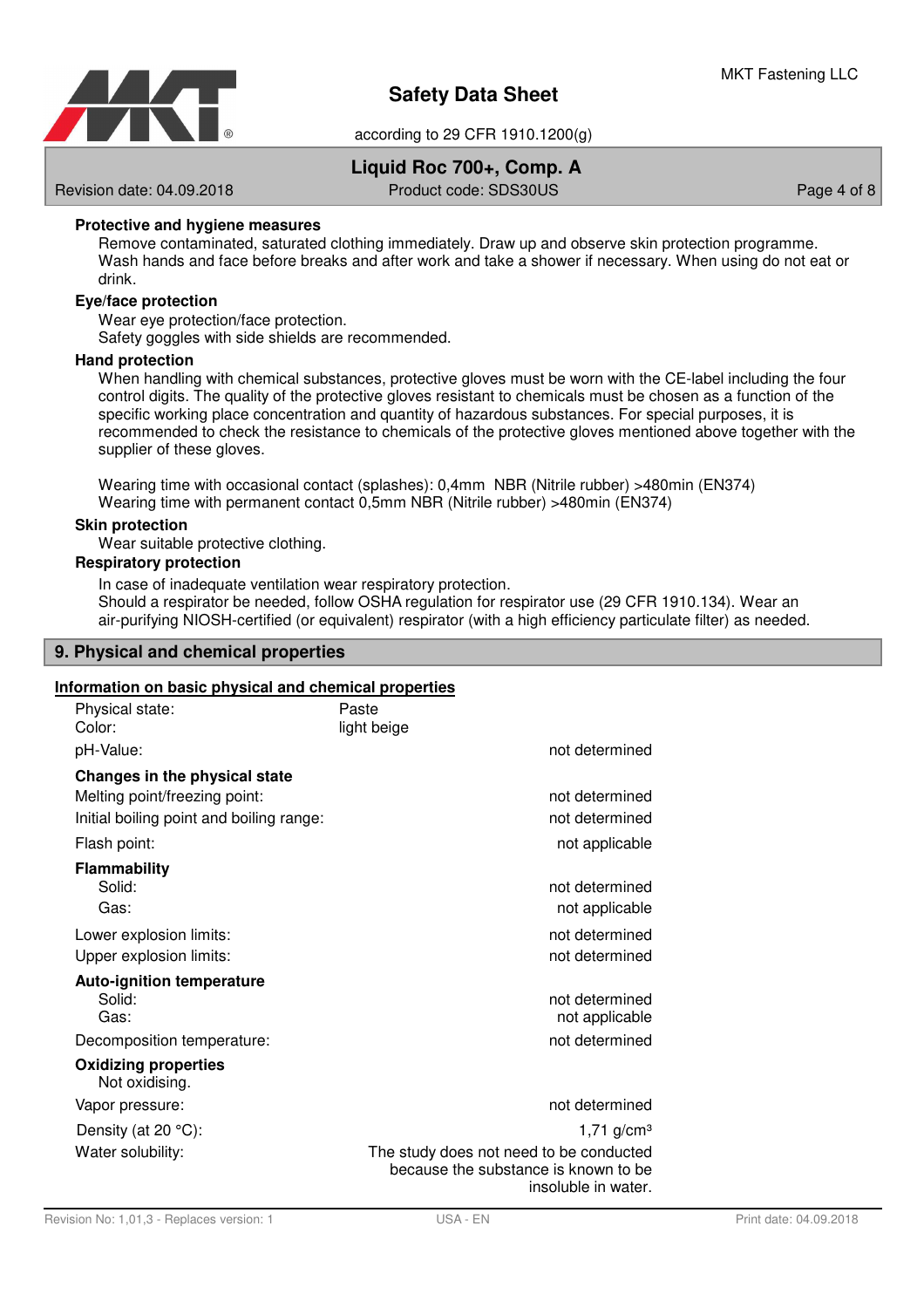**Protective and hygiene measures**

Remove contaminated, saturated clothing immediately. Draw up and observe skin protection programme. Wash hands and face before breaks and after work and take a shower if necessary. When using do not eat or drink.

**Eye/face protection**

Wear eye protection/face protection.
Safety goggles with side shields are recommended.

**Hand protection**

When handling with chemical substances, protective gloves must be worn with the CE-label including the four control digits. The quality of the protective gloves resistant to chemicals must be chosen as a function of the specific working place concentration and quantity of hazardous substances. For special purposes, it is recommended to check the resistance to chemicals of the protective gloves mentioned above together with the supplier of these gloves.

Wearing time with occasional contact (splashes): 0,4mm NBR (Nitrile rubber) >480min (EN374)
Wearing time with permanent contact 0,5mm NBR (Nitrile rubber) >480min (EN374)

**Skin protection**

Wear suitable protective clothing.

**Respiratory protection**

In case of inadequate ventilation wear respiratory protection.
Should a respirator be needed, follow OSHA regulation for respirator use (29 CFR 1910.134). Wear an air-purifying NIOSH-certified (or equivalent) respirator (with a high efficiency particulate filter) as needed.

## 9. Physical and chemical properties

**Information on basic physical and chemical properties**

| | |
|---|---|
| Physical state: | Paste |
| Color: | light beige |
| pH-Value: | not determined |
| **Changes in the physical state** | |
| Melting point/freezing point: | not determined |
| Initial boiling point and boiling range: | not determined |
| Flash point: | not applicable |
| **Flammability** | |
| Solid: | not determined |
| Gas: | not applicable |
| Lower explosion limits: | not determined |
| Upper explosion limits: | not determined |
| **Auto-ignition temperature** | |
| Solid: | not determined |
| Gas: | not applicable |
| Decomposition temperature: | not determined |
| **Oxidizing properties** | |
| Not oxidising. | |
| Vapor pressure: | not determined |
| Density (at 20 °C): | 1,71 g/cm³ |
| Water solubility: | The study does not need to be conducted because the substance is known to be insoluble in water. |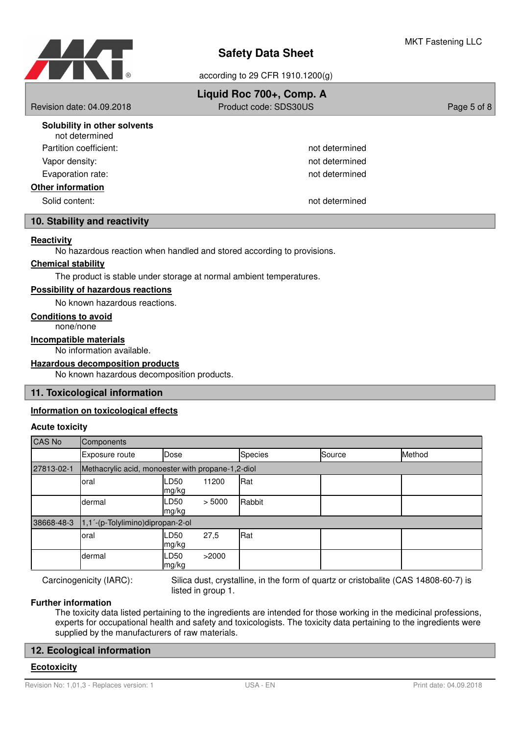**Solubility in other solvents**

not determined

| | |
|---|---|
| Partition coefficient: | not determined |
| Vapor density: | not determined |
| Evaporation rate: | not determined |

**Other information**

| | |
|---|---|
| Solid content: | not determined |

## 10. Stability and reactivity

**Reactivity**

No hazardous reaction when handled and stored according to provisions.

**Chemical stability**

The product is stable under storage at normal ambient temperatures.

**Possibility of hazardous reactions**

No known hazardous reactions.

**Conditions to avoid**

none/none

**Incompatible materials**

No information available.

**Hazardous decomposition products**

No known hazardous decomposition products.

## 11. Toxicological information

**Information on toxicological effects**

### Acute toxicity

| CAS No | Components | | | | |
|---|---|---|---|---|---|
| | Exposure route | Dose | Species | Source | Method |
| 27813-02-1 | Methacrylic acid, monoester with propane-1,2-diol | | | | |
| | oral | LD50 11200 mg/kg | Rat | | |
| | dermal | LD50 > 5000 mg/kg | Rabbit | | |
| 38668-48-3 | 1,1´-(p-Tolylimino)dipropan-2-ol | | | | |
| | oral | LD50 27,5 mg/kg | Rat | | |
| | dermal | LD50 >2000 mg/kg | | | |

Carcinogenicity (IARC): Silica dust, crystalline, in the form of quartz or cristobalite (CAS 14808-60-7) is listed in group 1.

**Further information**

The toxicity data listed pertaining to the ingredients are intended for those working in the medicinal professions, experts for occupational health and safety and toxicologists. The toxicity data pertaining to the ingredients were supplied by the manufacturers of raw materials.

## 12. Ecological information

**Ecotoxicity**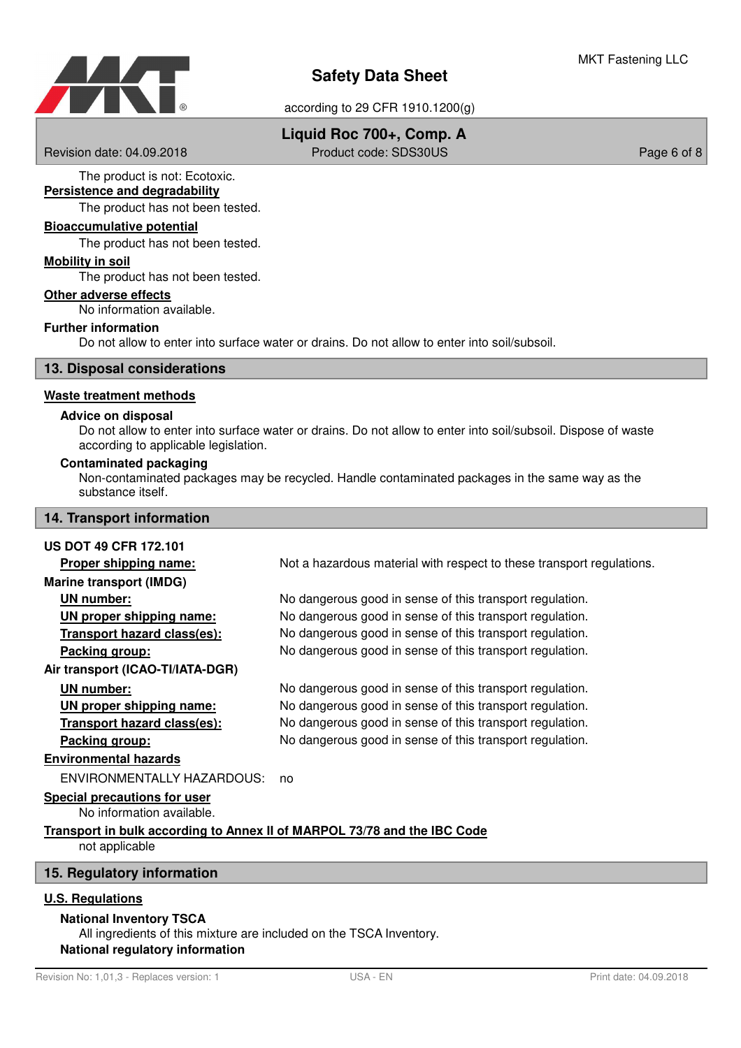The product is not: Ecotoxic.

**Persistence and degradability**

The product has not been tested.

**Bioaccumulative potential**

The product has not been tested.

**Mobility in soil**

The product has not been tested.

**Other adverse effects**

No information available.

**Further information**

Do not allow to enter into surface water or drains. Do not allow to enter into soil/subsoil.

## 13. Disposal considerations

**Waste treatment methods**

**Advice on disposal**

Do not allow to enter into surface water or drains. Do not allow to enter into soil/subsoil. Dispose of waste according to applicable legislation.

**Contaminated packaging**

Non-contaminated packages may be recycled. Handle contaminated packages in the same way as the substance itself.

## 14. Transport information

**US DOT 49 CFR 172.101**

**Proper shipping name:** Not a hazardous material with respect to these transport regulations.

**Marine transport (IMDG)**

**UN number:** No dangerous good in sense of this transport regulation.

**UN proper shipping name:** No dangerous good in sense of this transport regulation.

**Transport hazard class(es):** No dangerous good in sense of this transport regulation.

**Packing group:** No dangerous good in sense of this transport regulation.

**Air transport (ICAO-TI/IATA-DGR)**

**UN number:** No dangerous good in sense of this transport regulation.

**UN proper shipping name:** No dangerous good in sense of this transport regulation.

**Transport hazard class(es):** No dangerous good in sense of this transport regulation.

**Packing group:** No dangerous good in sense of this transport regulation.

**Environmental hazards**

ENVIRONMENTALLY HAZARDOUS: no

**Special precautions for user**

No information available.

**Transport in bulk according to Annex II of MARPOL 73/78 and the IBC Code**

not applicable

## 15. Regulatory information

**U.S. Regulations**

**National Inventory TSCA**

All ingredients of this mixture are included on the TSCA Inventory.

**National regulatory information**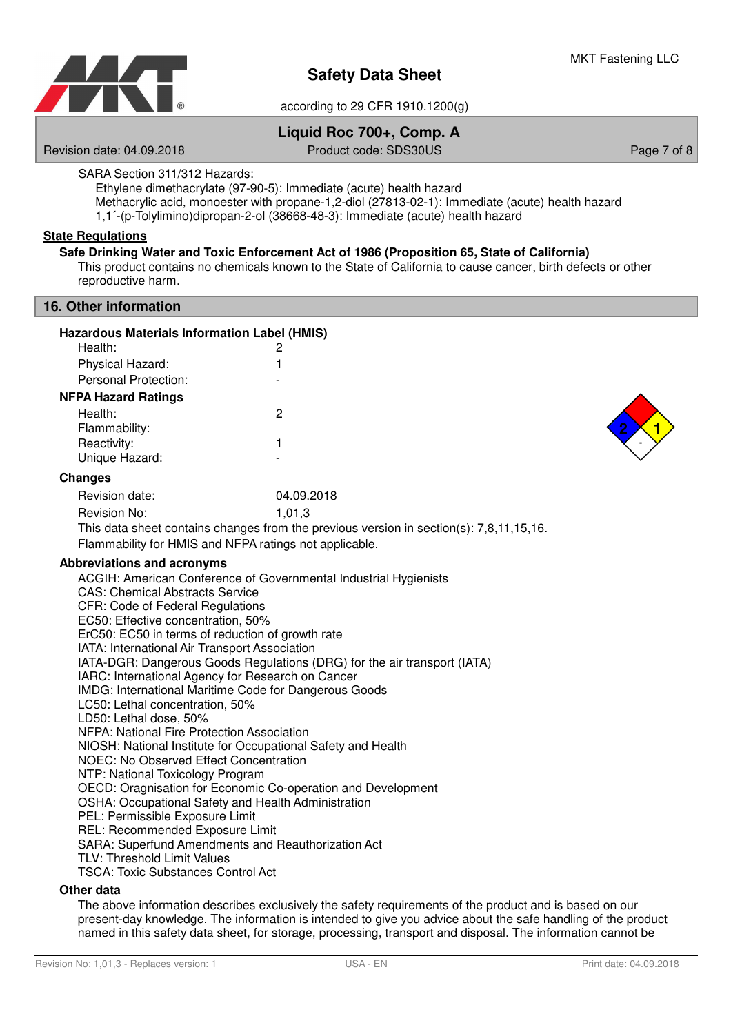SARA Section 311/312 Hazards:

Ethylene dimethacrylate (97-90-5): Immediate (acute) health hazard
Methacrylic acid, monoester with propane-1,2-diol (27813-02-1): Immediate (acute) health hazard
1,1´-(p-Tolylimino)dipropan-2-ol (38668-48-3): Immediate (acute) health hazard

**State Regulations**

**Safe Drinking Water and Toxic Enforcement Act of 1986 (Proposition 65, State of California)**

This product contains no chemicals known to the State of California to cause cancer, birth defects or other reproductive harm.

## 16. Other information

**Hazardous Materials Information Label (HMIS)**

| | |
|---|---|
| Health: | 2 |
| Physical Hazard: | 1 |
| Personal Protection: | - |

**NFPA Hazard Ratings**

| | |
|---|---|
| Health: | 2 |
| Flammability: | |
| Reactivity: | 1 |
| Unique Hazard: | - |

**Changes**

| | |
|---|---|
| Revision date: | 04.09.2018 |
| Revision No: | 1,01,3 |

This data sheet contains changes from the previous version in section(s): 7,8,11,15,16.
Flammability for HMIS and NFPA ratings not applicable.

**Abbreviations and acronyms**

ACGIH: American Conference of Governmental Industrial Hygienists
CAS: Chemical Abstracts Service
CFR: Code of Federal Regulations
EC50: Effective concentration, 50%
ErC50: EC50 in terms of reduction of growth rate
IATA: International Air Transport Association
IATA-DGR: Dangerous Goods Regulations (DRG) for the air transport (IATA)
IARC: International Agency for Research on Cancer
IMDG: International Maritime Code for Dangerous Goods
LC50: Lethal concentration, 50%
LD50: Lethal dose, 50%
NFPA: National Fire Protection Association
NIOSH: National Institute for Occupational Safety and Health
NOEC: No Observed Effect Concentration
NTP: National Toxicology Program
OECD: Oragnisation for Economic Co-operation and Development
OSHA: Occupational Safety and Health Administration
PEL: Permissible Exposure Limit
REL: Recommended Exposure Limit
SARA: Superfund Amendments and Reauthorization Act
TLV: Threshold Limit Values
TSCA: Toxic Substances Control Act

**Other data**

The above information describes exclusively the safety requirements of the product and is based on our present-day knowledge. The information is intended to give you advice about the safe handling of the product named in this safety data sheet, for storage, processing, transport and disposal. The information cannot be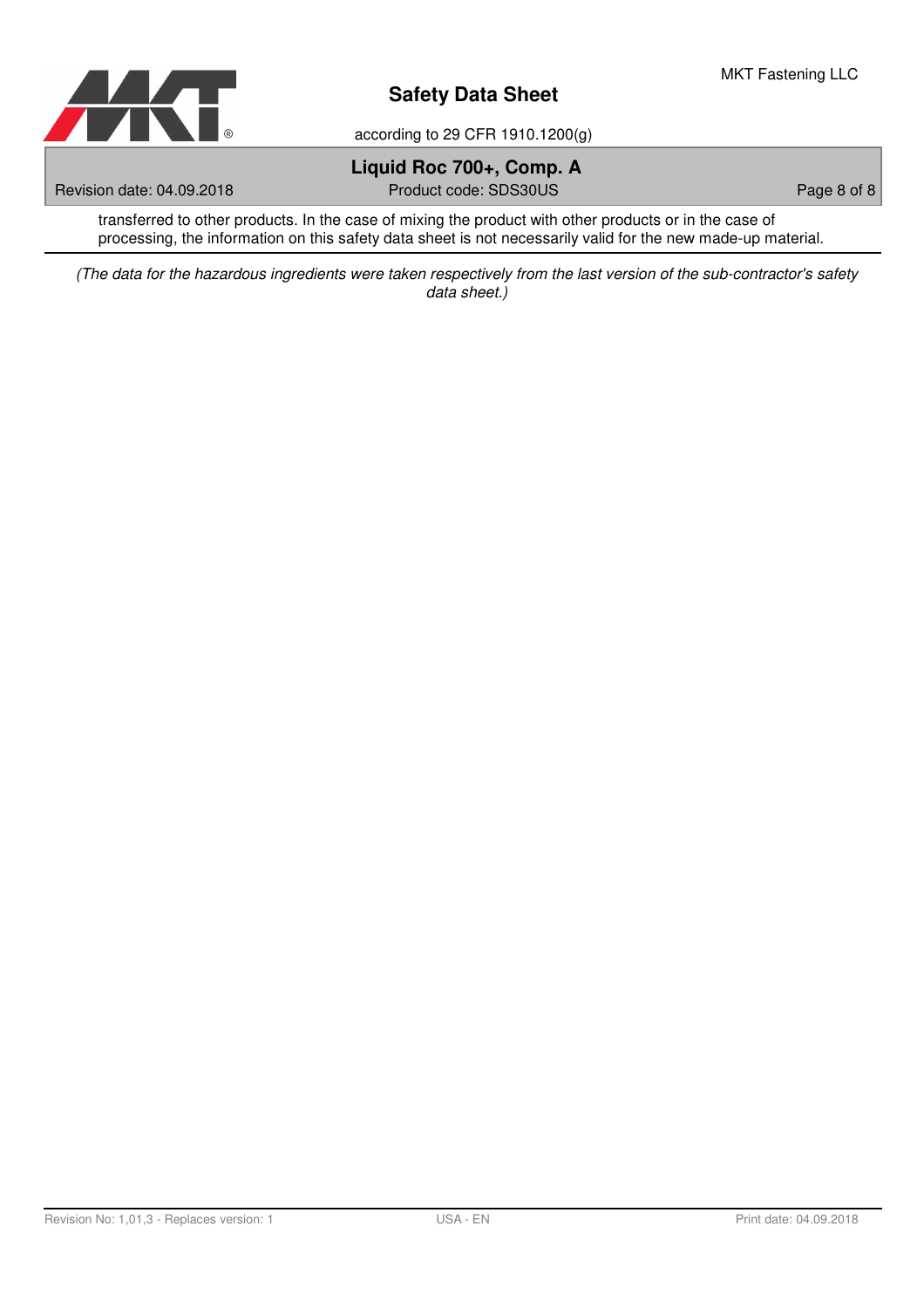transferred to other products. In the case of mixing the product with other products or in the case of processing, the information on this safety data sheet is not necessarily valid for the new made-up material.

---

*(The data for the hazardous ingredients were taken respectively from the last version of the sub-contractor's safety data sheet.)*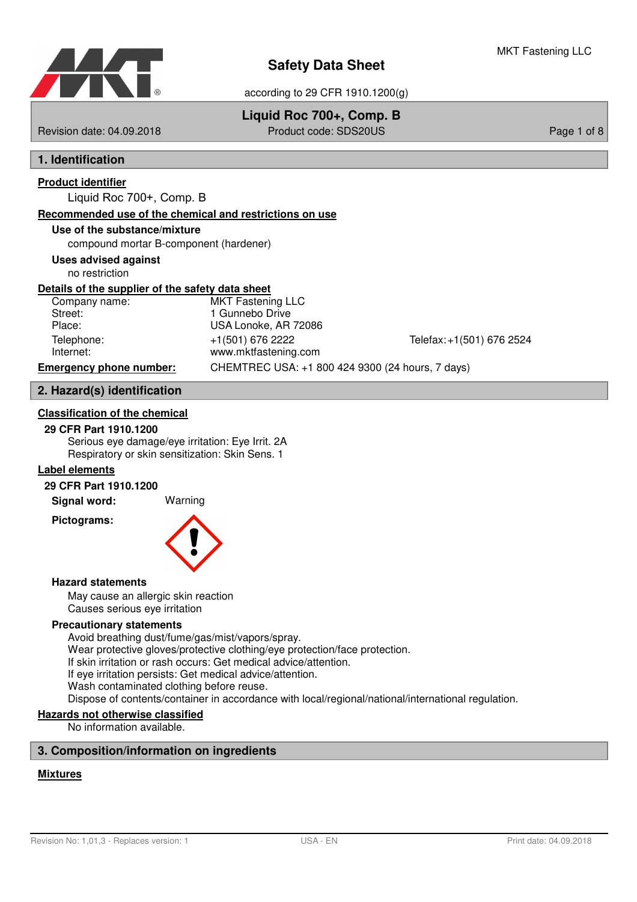# Safety Data Sheet

according to 29 CFR 1910.1200(g)

**Liquid Roc 700+, Comp. B**

Revision date: 04.09.2018 | Product code: SDS20US

## 1. Identification

**Product identifier**

Liquid Roc 700+, Comp. B

**Recommended use of the chemical and restrictions on use**

**Use of the substance/mixture**

compound mortar B-component (hardener)

**Uses advised against**

no restriction

**Details of the supplier of the safety data sheet**

| | | |
|---|---|---|
| Company name: | MKT Fastening LLC | |
| Street: | 1 Gunnebo Drive | |
| Place: | USA Lonoke, AR 72086 | |
| Telephone: | +1(501) 676 2222 | Telefax:+1(501) 676 2524 |
| Internet: | www.mktfastening.com | |

**Emergency phone number:** CHEMTREC USA: +1 800 424 9300 (24 hours, 7 days)

## 2. Hazard(s) identification

**Classification of the chemical**

**29 CFR Part 1910.1200**

Serious eye damage/eye irritation: Eye Irrit. 2A
Respiratory or skin sensitization: Skin Sens. 1

**Label elements**

**29 CFR Part 1910.1200**

**Signal word:** Warning

**Pictograms:**

**Hazard statements**

May cause an allergic skin reaction
Causes serious eye irritation

**Precautionary statements**

Avoid breathing dust/fume/gas/mist/vapors/spray.
Wear protective gloves/protective clothing/eye protection/face protection.
If skin irritation or rash occurs: Get medical advice/attention.
If eye irritation persists: Get medical advice/attention.
Wash contaminated clothing before reuse.
Dispose of contents/container in accordance with local/regional/national/international regulation.

**Hazards not otherwise classified**

No information available.

## 3. Composition/information on ingredients

**Mixtures**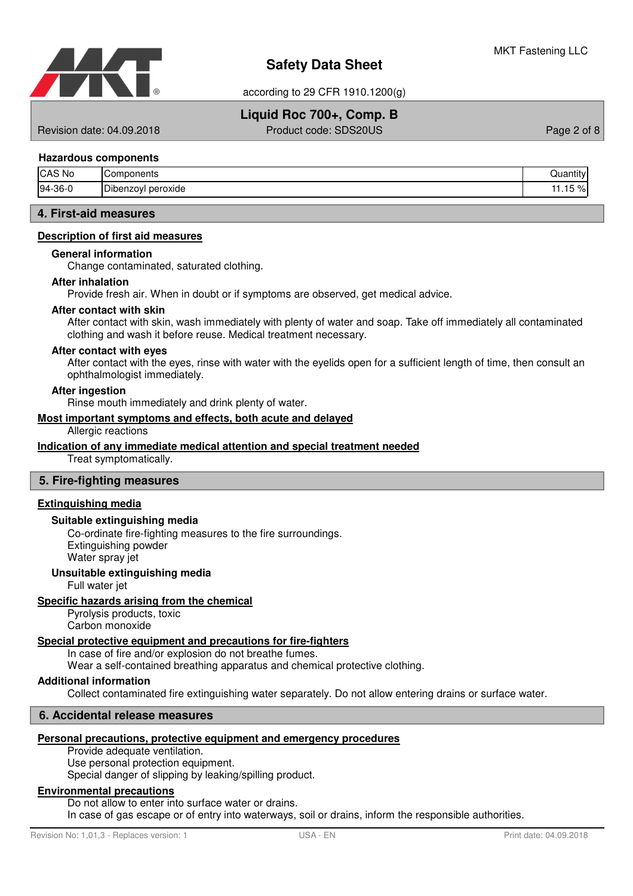### Hazardous components

| CAS No | Components | Quantity |
|---|---|---|
| 94-36-0 | Dibenzoyl peroxide | 11.15 % |

## 4. First-aid measures

### Description of first aid measures

**General information**

Change contaminated, saturated clothing.

**After inhalation**

Provide fresh air. When in doubt or if symptoms are observed, get medical advice.

**After contact with skin**

After contact with skin, wash immediately with plenty of water and soap. Take off immediately all contaminated clothing and wash it before reuse. Medical treatment necessary.

**After contact with eyes**

After contact with the eyes, rinse with water with the eyelids open for a sufficient length of time, then consult an ophthalmologist immediately.

**After ingestion**

Rinse mouth immediately and drink plenty of water.

### Most important symptoms and effects, both acute and delayed

Allergic reactions

### Indication of any immediate medical attention and special treatment needed

Treat symptomatically.

## 5. Fire-fighting measures

### Extinguishing media

**Suitable extinguishing media**

Co-ordinate fire-fighting measures to the fire surroundings.
Extinguishing powder
Water spray jet

**Unsuitable extinguishing media**

Full water jet

### Specific hazards arising from the chemical

Pyrolysis products, toxic
Carbon monoxide

### Special protective equipment and precautions for fire-fighters

In case of fire and/or explosion do not breathe fumes.
Wear a self-contained breathing apparatus and chemical protective clothing.

**Additional information**

Collect contaminated fire extinguishing water separately. Do not allow entering drains or surface water.

## 6. Accidental release measures

### Personal precautions, protective equipment and emergency procedures

Provide adequate ventilation.
Use personal protection equipment.
Special danger of slipping by leaking/spilling product.

### Environmental precautions

Do not allow to enter into surface water or drains.
In case of gas escape or of entry into waterways, soil or drains, inform the responsible authorities.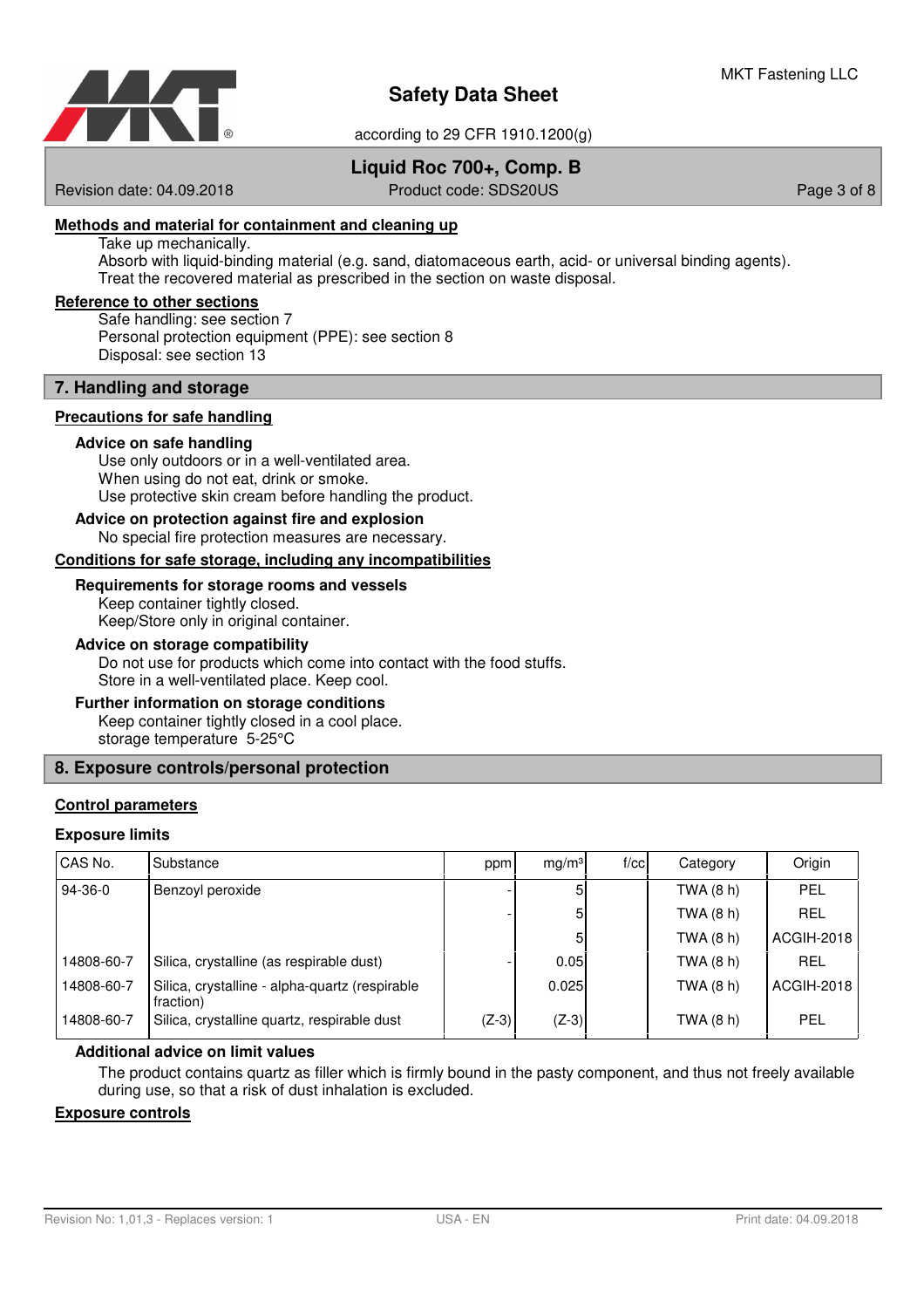**Methods and material for containment and cleaning up**

Take up mechanically.
Absorb with liquid-binding material (e.g. sand, diatomaceous earth, acid- or universal binding agents).
Treat the recovered material as prescribed in the section on waste disposal.

**Reference to other sections**

Safe handling: see section 7
Personal protection equipment (PPE): see section 8
Disposal: see section 13

## 7. Handling and storage

**Precautions for safe handling**

### Advice on safe handling

Use only outdoors or in a well-ventilated area.
When using do not eat, drink or smoke.
Use protective skin cream before handling the product.

### Advice on protection against fire and explosion

No special fire protection measures are necessary.

**Conditions for safe storage, including any incompatibilities**

### Requirements for storage rooms and vessels

Keep container tightly closed.
Keep/Store only in original container.

### Advice on storage compatibility

Do not use for products which come into contact with the food stuffs.
Store in a well-ventilated place. Keep cool.

### Further information on storage conditions

Keep container tightly closed in a cool place.
storage temperature 5-25°C

## 8. Exposure controls/personal protection

**Control parameters**

### Exposure limits

| CAS No. | Substance | ppm | mg/m³ | f/cc | Category | Origin |
|---|---|---|---|---|---|---|
| 94-36-0 | Benzoyl peroxide | - | 5 | | TWA (8 h) | PEL |
| | | - | 5 | | TWA (8 h) | REL |
| | | | 5 | | TWA (8 h) | ACGIH-2018 |
| 14808-60-7 | Silica, crystalline (as respirable dust) | - | 0.05 | | TWA (8 h) | REL |
| 14808-60-7 | Silica, crystalline - alpha-quartz (respirable fraction) | | 0.025 | | TWA (8 h) | ACGIH-2018 |
| 14808-60-7 | Silica, crystalline quartz, respirable dust | (Z-3) | (Z-3) | | TWA (8 h) | PEL |

### Additional advice on limit values

The product contains quartz as filler which is firmly bound in the pasty component, and thus not freely available during use, so that a risk of dust inhalation is excluded.

**Exposure controls**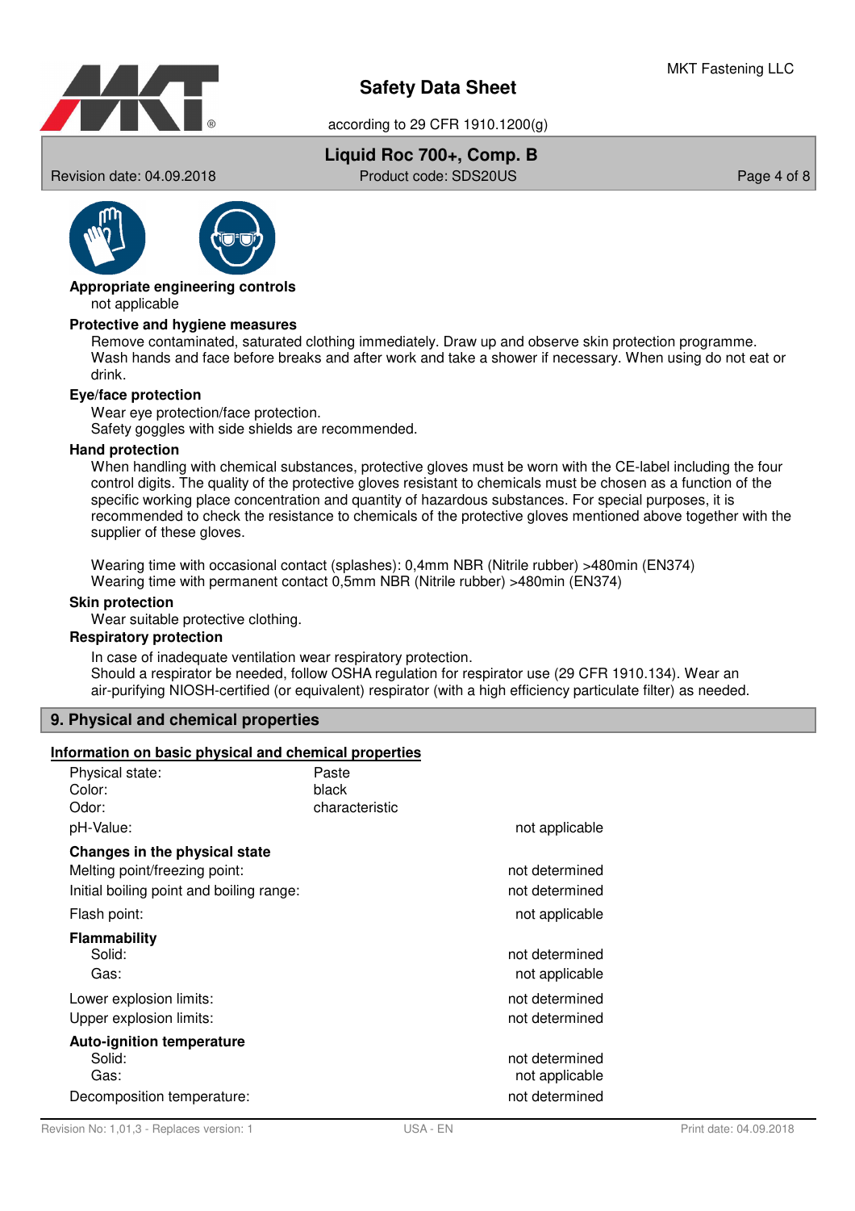**Appropriate engineering controls**

not applicable

**Protective and hygiene measures**

Remove contaminated, saturated clothing immediately. Draw up and observe skin protection programme. Wash hands and face before breaks and after work and take a shower if necessary. When using do not eat or drink.

**Eye/face protection**

Wear eye protection/face protection.
Safety goggles with side shields are recommended.

**Hand protection**

When handling with chemical substances, protective gloves must be worn with the CE-label including the four control digits. The quality of the protective gloves resistant to chemicals must be chosen as a function of the specific working place concentration and quantity of hazardous substances. For special purposes, it is recommended to check the resistance to chemicals of the protective gloves mentioned above together with the supplier of these gloves.

Wearing time with occasional contact (splashes): 0,4mm NBR (Nitrile rubber) >480min (EN374)
Wearing time with permanent contact 0,5mm NBR (Nitrile rubber) >480min (EN374)

**Skin protection**

Wear suitable protective clothing.

**Respiratory protection**

In case of inadequate ventilation wear respiratory protection.
Should a respirator be needed, follow OSHA regulation for respirator use (29 CFR 1910.134). Wear an air-purifying NIOSH-certified (or equivalent) respirator (with a high efficiency particulate filter) as needed.

## 9. Physical and chemical properties

**Information on basic physical and chemical properties**

| | | |
|---|---|---|
| Physical state: | Paste | |
| Color: | black | |
| Odor: | characteristic | |
| pH-Value: | | not applicable |
| **Changes in the physical state** | | |
| Melting point/freezing point: | | not determined |
| Initial boiling point and boiling range: | | not determined |
| Flash point: | | not applicable |
| **Flammability** | | |
| Solid: | | not determined |
| Gas: | | not applicable |
| Lower explosion limits: | | not determined |
| Upper explosion limits: | | not determined |
| **Auto-ignition temperature** | | |
| Solid: | | not determined |
| Gas: | | not applicable |
| Decomposition temperature: | | not determined |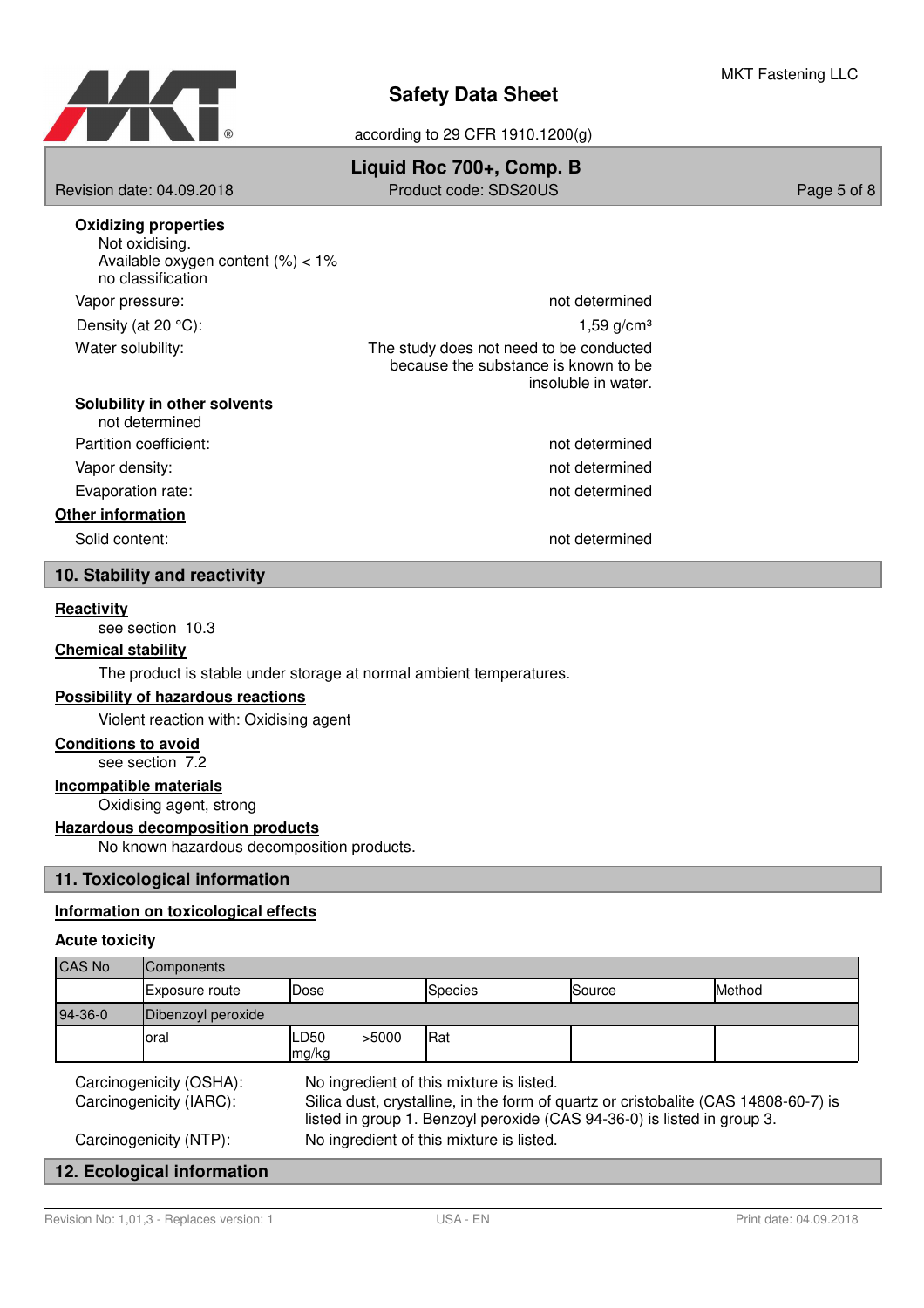**Oxidizing properties**

Not oxidising.
Available oxygen content (%) < 1%
no classification

| | |
|---|---|
| Vapor pressure: | not determined |
| Density (at 20 °C): | 1,59 g/cm³ |
| Water solubility: | The study does not need to be conducted because the substance is known to be insoluble in water. |

**Solubility in other solvents**

not determined

| | |
|---|---|
| Partition coefficient: | not determined |
| Vapor density: | not determined |
| Evaporation rate: | not determined |

**Other information**

| | |
|---|---|
| Solid content: | not determined |

## 10. Stability and reactivity

**Reactivity**

see section 10.3

**Chemical stability**

The product is stable under storage at normal ambient temperatures.

**Possibility of hazardous reactions**

Violent reaction with: Oxidising agent

**Conditions to avoid**

see section 7.2

**Incompatible materials**

Oxidising agent, strong

**Hazardous decomposition products**

No known hazardous decomposition products.

## 11. Toxicological information

**Information on toxicological effects**

**Acute toxicity**

| CAS No | Components | | | | |
|---|---|---|---|---|---|
| | Exposure route | Dose | Species | Source | Method |
| 94-36-0 | Dibenzoyl peroxide | | | | |
| | oral | LD50 >5000 mg/kg | Rat | | |

| | |
|---|---|
| Carcinogenicity (OSHA): | No ingredient of this mixture is listed. |
| Carcinogenicity (IARC): | Silica dust, crystalline, in the form of quartz or cristobalite (CAS 14808-60-7) is listed in group 1. Benzoyl peroxide (CAS 94-36-0) is listed in group 3. |
| Carcinogenicity (NTP): | No ingredient of this mixture is listed. |

## 12. Ecological information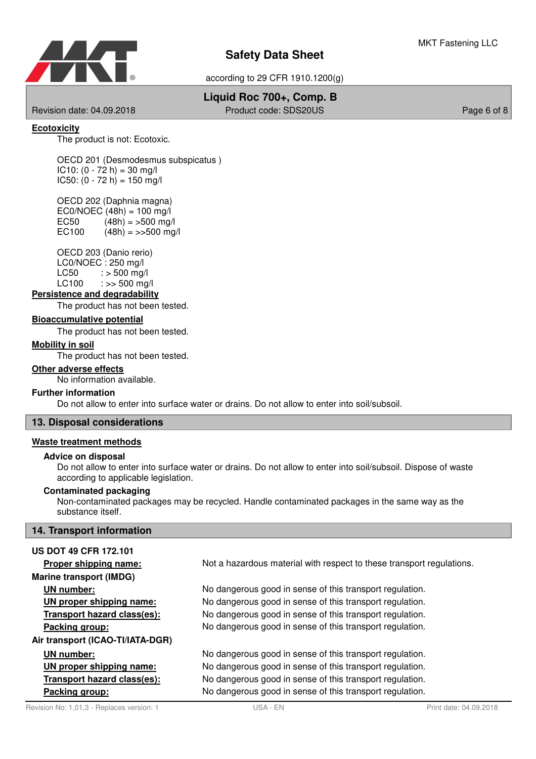**Ecotoxicity**

The product is not: Ecotoxic.

OECD 201 (Desmodesmus subspicatus )
IC10: (0 - 72 h) = 30 mg/l
IC50: (0 - 72 h) = 150 mg/l

OECD 202 (Daphnia magna)
EC0/NOEC (48h) = 100 mg/l
EC50 (48h) = >500 mg/l
EC100 (48h) = >>500 mg/l

OECD 203 (Danio rerio)
LC0/NOEC : 250 mg/l
LC50 : > 500 mg/l
LC100 : >> 500 mg/l

**Persistence and degradability**

The product has not been tested.

**Bioaccumulative potential**

The product has not been tested.

**Mobility in soil**

The product has not been tested.

**Other adverse effects**

No information available.

**Further information**

Do not allow to enter into surface water or drains. Do not allow to enter into soil/subsoil.

## 13. Disposal considerations

**Waste treatment methods**

**Advice on disposal**

Do not allow to enter into surface water or drains. Do not allow to enter into soil/subsoil. Dispose of waste according to applicable legislation.

**Contaminated packaging**

Non-contaminated packages may be recycled. Handle contaminated packages in the same way as the substance itself.

## 14. Transport information

**US DOT 49 CFR 172.101**

| | |
|---|---|
| **Proper shipping name:** | Not a hazardous material with respect to these transport regulations. |

**Marine transport (IMDG)**

| | |
|---|---|
| **UN number:** | No dangerous good in sense of this transport regulation. |
| **UN proper shipping name:** | No dangerous good in sense of this transport regulation. |
| **Transport hazard class(es):** | No dangerous good in sense of this transport regulation. |
| **Packing group:** | No dangerous good in sense of this transport regulation. |

**Air transport (ICAO-TI/IATA-DGR)**

| | |
|---|---|
| **UN number:** | No dangerous good in sense of this transport regulation. |
| **UN proper shipping name:** | No dangerous good in sense of this transport regulation. |
| **Transport hazard class(es):** | No dangerous good in sense of this transport regulation. |
| **Packing group:** | No dangerous good in sense of this transport regulation. |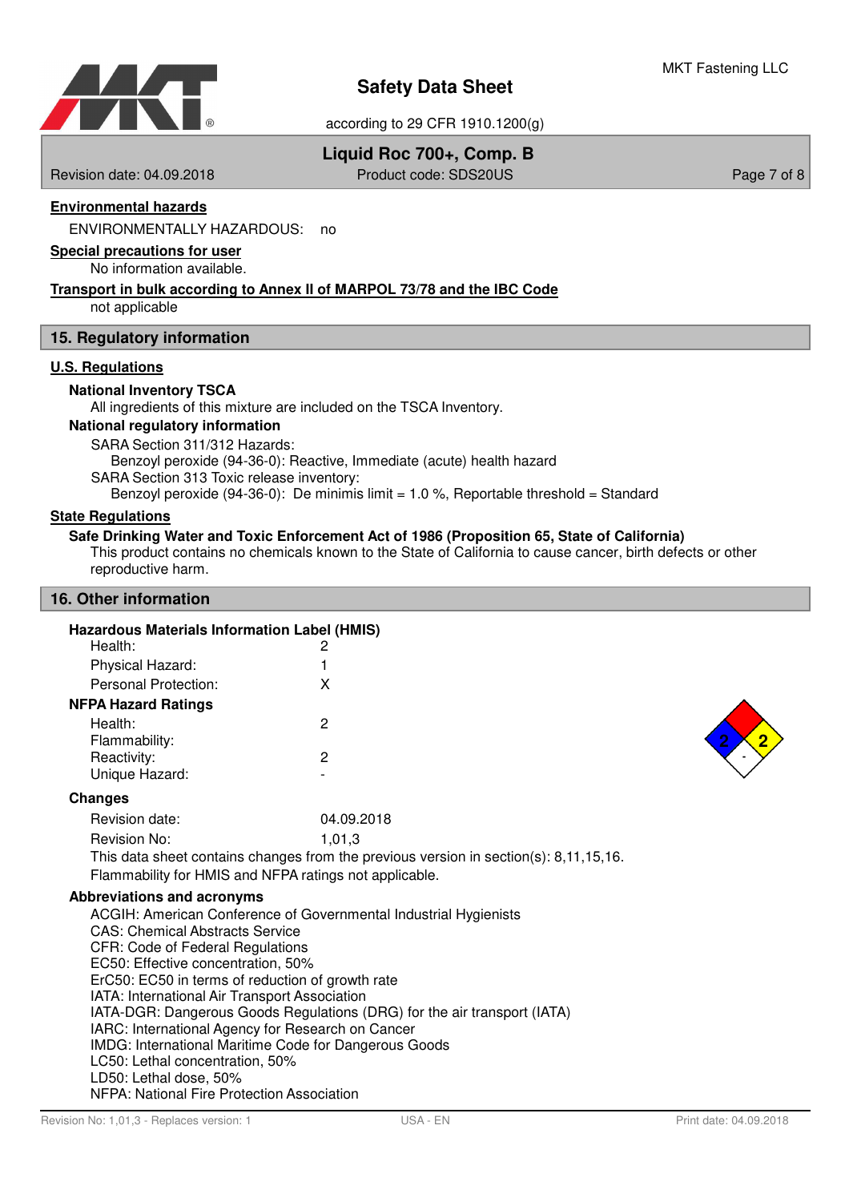**Environmental hazards**

ENVIRONMENTALLY HAZARDOUS: no

**Special precautions for user**

No information available.

**Transport in bulk according to Annex II of MARPOL 73/78 and the IBC Code**

not applicable

## 15. Regulatory information

**U.S. Regulations**

**National Inventory TSCA**

All ingredients of this mixture are included on the TSCA Inventory.

**National regulatory information**

SARA Section 311/312 Hazards:

Benzoyl peroxide (94-36-0): Reactive, Immediate (acute) health hazard

SARA Section 313 Toxic release inventory:

Benzoyl peroxide (94-36-0): De minimis limit = 1.0 %, Reportable threshold = Standard

**State Regulations**

**Safe Drinking Water and Toxic Enforcement Act of 1986 (Proposition 65, State of California)**

This product contains no chemicals known to the State of California to cause cancer, birth defects or other reproductive harm.

## 16. Other information

**Hazardous Materials Information Label (HMIS)**

| | |
|---|---|
| Health: | 2 |
| Physical Hazard: | 1 |
| Personal Protection: | X |

**NFPA Hazard Ratings**

| | |
|---|---|
| Health: | 2 |
| Flammability: | |
| Reactivity: | 2 |
| Unique Hazard: | - |

**Changes**

| | |
|---|---|
| Revision date: | 04.09.2018 |
| Revision No: | 1,01,3 |

This data sheet contains changes from the previous version in section(s): 8,11,15,16.

Flammability for HMIS and NFPA ratings not applicable.

**Abbreviations and acronyms**

ACGIH: American Conference of Governmental Industrial Hygienists
CAS: Chemical Abstracts Service
CFR: Code of Federal Regulations
EC50: Effective concentration, 50%
ErC50: EC50 in terms of reduction of growth rate
IATA: International Air Transport Association
IATA-DGR: Dangerous Goods Regulations (DRG) for the air transport (IATA)
IARC: International Agency for Research on Cancer
IMDG: International Maritime Code for Dangerous Goods
LC50: Lethal concentration, 50%
LD50: Lethal dose, 50%
NFPA: National Fire Protection Association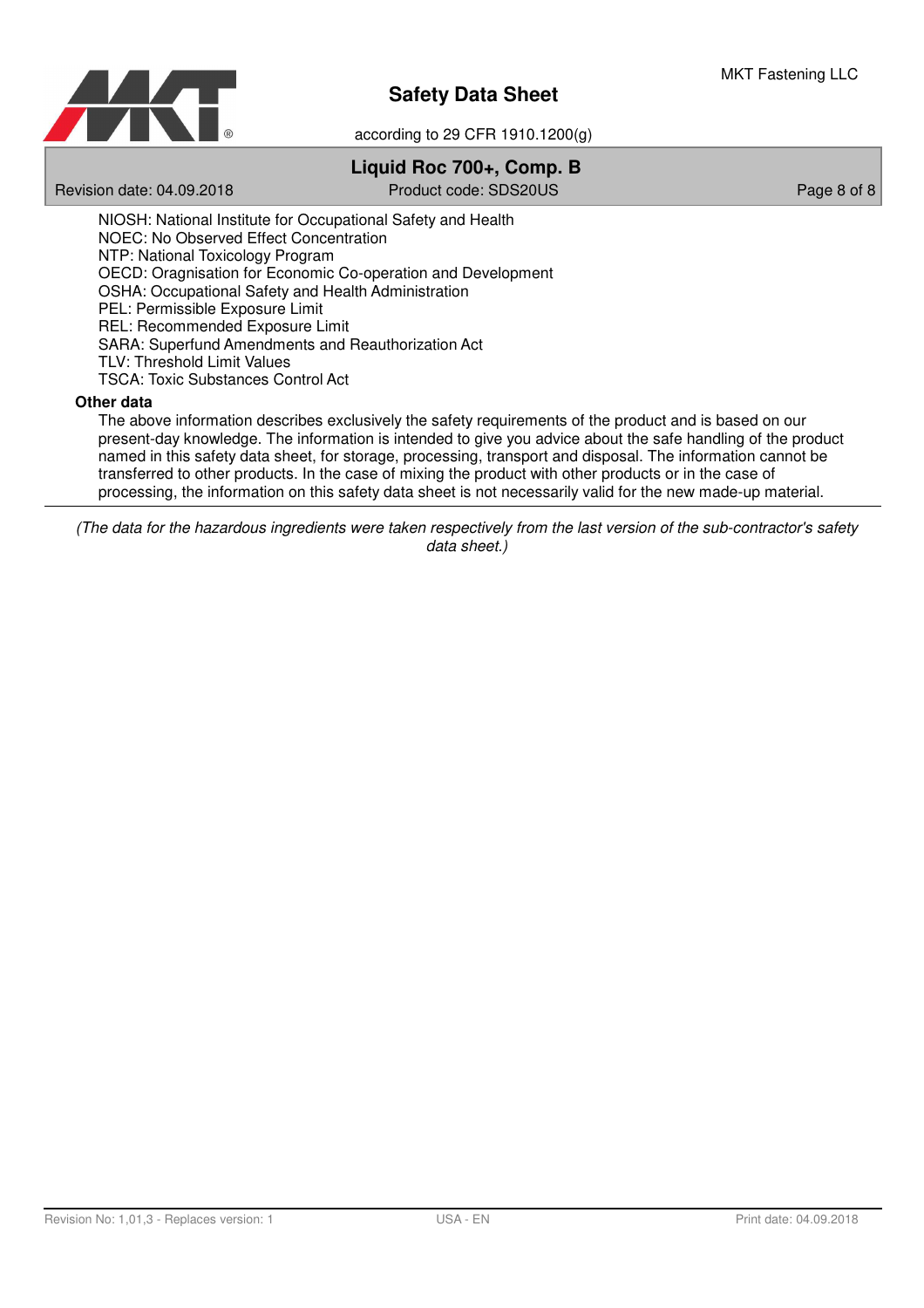NIOSH: National Institute for Occupational Safety and Health
NOEC: No Observed Effect Concentration
NTP: National Toxicology Program
OECD: Oragnisation for Economic Co-operation and Development
OSHA: Occupational Safety and Health Administration
PEL: Permissible Exposure Limit
REL: Recommended Exposure Limit
SARA: Superfund Amendments and Reauthorization Act
TLV: Threshold Limit Values
TSCA: Toxic Substances Control Act

**Other data**

The above information describes exclusively the safety requirements of the product and is based on our present-day knowledge. The information is intended to give you advice about the safe handling of the product named in this safety data sheet, for storage, processing, transport and disposal. The information cannot be transferred to other products. In the case of mixing the product with other products or in the case of processing, the information on this safety data sheet is not necessarily valid for the new made-up material.

---

*(The data for the hazardous ingredients were taken respectively from the last version of the sub-contractor's safety data sheet.)*